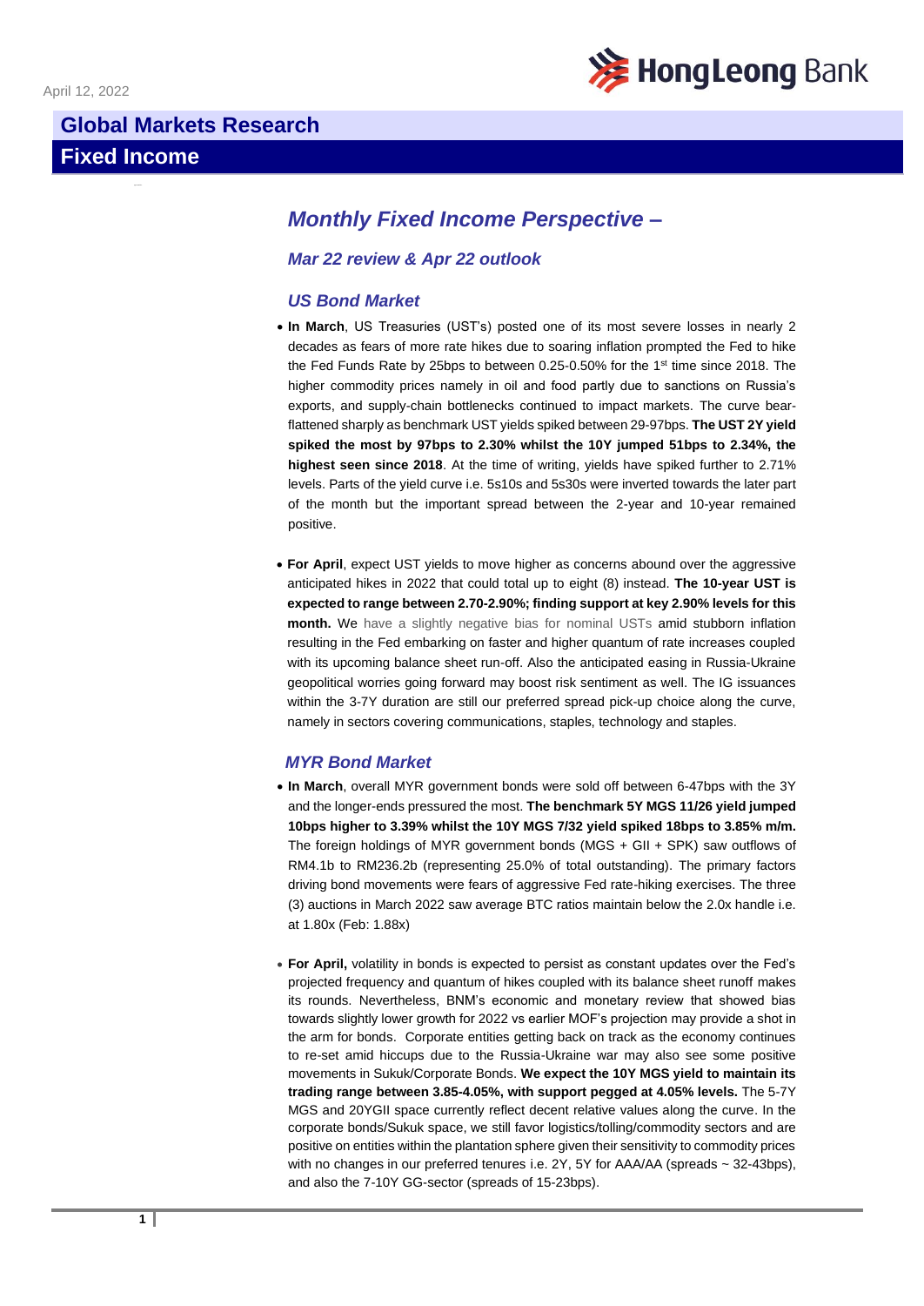April 12, 2022

# Global Markets Research

## Fixed Income

## *Monthly Fixed Income Perspective –*

### *Mar 22 review & Apr 22 outlook*

### *US Bond Market*

- **In March**, US Treasuries (UST's) posted one of its most severe losses in nearly 2 decades as fears of more rate hikes due to soaring inflation prompted the Fed to hike the Fed Funds Rate by 25bps to between 0.25-0.50% for the 1st time since 2018. The higher commodity prices namely in oil and food partly due to sanctions on Russia's exports, and supply-chain bottlenecks continued to impact markets. The curve bear-flattened sharply as benchmark UST yields spiked between 29-97bps. **The UST 2Y yield spiked the most by 97bps to 2.30% whilst the 10Y jumped 51bps to 2.34%, the highest seen since 2018**. At the time of writing, yields have spiked further to 2.71% levels. Parts of the yield curve i.e. 5s10s and 5s30s were inverted towards the later part of the month but the important spread between the 2-year and 10-year remained positive.

- **For April**, expect UST yields to move higher as concerns abound over the aggressive anticipated hikes in 2022 that could total up to eight (8) instead. **The 10-year UST is expected to range between 2.70-2.90%; finding support at key 2.90% levels for this month.** We have a slightly negative bias for nominal USTs amid stubborn inflation resulting in the Fed embarking on faster and higher quantum of rate increases coupled with its upcoming balance sheet run-off. Also the anticipated easing in Russia-Ukraine geopolitical worries going forward may boost risk sentiment as well. The IG issuances within the 3-7Y duration are still our preferred spread pick-up choice along the curve, namely in sectors covering communications, staples, technology and staples.

### *MYR Bond Market*

- **In March**, overall MYR government bonds were sold off between 6-47bps with the 3Y and the longer-ends pressured the most. **The benchmark 5Y MGS 11/26 yield jumped 10bps higher to 3.39% whilst the 10Y MGS 7/32 yield spiked 18bps to 3.85% m/m.** The foreign holdings of MYR government bonds (MGS + GII + SPK) saw outflows of RM4.1b to RM236.2b (representing 25.0% of total outstanding). The primary factors driving bond movements were fears of aggressive Fed rate-hiking exercises. The three (3) auctions in March 2022 saw average BTC ratios maintain below the 2.0x handle i.e. at 1.80x (Feb: 1.88x)

- **For April,** volatility in bonds is expected to persist as constant updates over the Fed's projected frequency and quantum of hikes coupled with its balance sheet runoff makes its rounds. Nevertheless, BNM's economic and monetary review that showed bias towards slightly lower growth for 2022 vs earlier MOF's projection may provide a shot in the arm for bonds. Corporate entities getting back on track as the economy continues to re-set amid hiccups due to the Russia-Ukraine war may also see some positive movements in Sukuk/Corporate Bonds. **We expect the 10Y MGS yield to maintain its trading range between 3.85-4.05%, with support pegged at 4.05% levels.** The 5-7Y MGS and 20YGII space currently reflect decent relative values along the curve. In the corporate bonds/Sukuk space, we still favor logistics/tolling/commodity sectors and are positive on entities within the plantation sphere given their sensitivity to commodity prices with no changes in our preferred tenures i.e. 2Y, 5Y for AAA/AA (spreads ~ 32-43bps), and also the 7-10Y GG-sector (spreads of 15-23bps).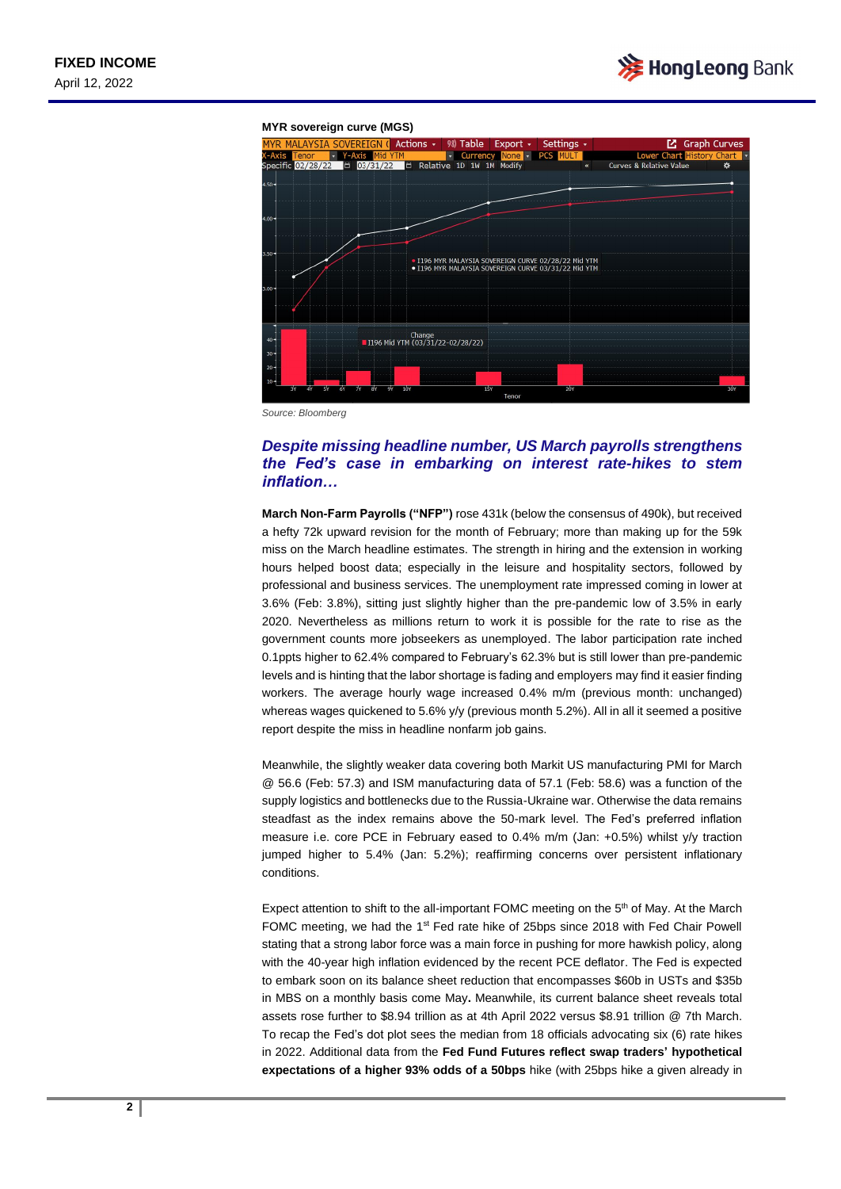**MYR sovereign curve (MGS)**

Source: Bloomberg

## *Despite missing headline number, US March payrolls strengthens the Fed's case in embarking on interest rate-hikes to stem inflation…*

**March Non-Farm Payrolls ("NFP")** rose 431k (below the consensus of 490k), but received a hefty 72k upward revision for the month of February; more than making up for the 59k miss on the March headline estimates. The strength in hiring and the extension in working hours helped boost data; especially in the leisure and hospitality sectors, followed by professional and business services. The unemployment rate impressed coming in lower at 3.6% (Feb: 3.8%), sitting just slightly higher than the pre-pandemic low of 3.5% in early 2020. Nevertheless as millions return to work it is possible for the rate to rise as the government counts more jobseekers as unemployed. The labor participation rate inched 0.1ppts higher to 62.4% compared to February's 62.3% but is still lower than pre-pandemic levels and is hinting that the labor shortage is fading and employers may find it easier finding workers. The average hourly wage increased 0.4% m/m (previous month: unchanged) whereas wages quickened to 5.6% y/y (previous month 5.2%). All in all it seemed a positive report despite the miss in headline nonfarm job gains.

Meanwhile, the slightly weaker data covering both Markit US manufacturing PMI for March @ 56.6 (Feb: 57.3) and ISM manufacturing data of 57.1 (Feb: 58.6) was a function of the supply logistics and bottlenecks due to the Russia-Ukraine war. Otherwise the data remains steadfast as the index remains above the 50-mark level. The Fed's preferred inflation measure i.e. core PCE in February eased to 0.4% m/m (Jan: +0.5%) whilst y/y traction jumped higher to 5.4% (Jan: 5.2%); reaffirming concerns over persistent inflationary conditions.

Expect attention to shift to the all-important FOMC meeting on the 5th of May. At the March FOMC meeting, we had the 1st Fed rate hike of 25bps since 2018 with Fed Chair Powell stating that a strong labor force was a main force in pushing for more hawkish policy, along with the 40-year high inflation evidenced by the recent PCE deflator. The Fed is expected to embark soon on its balance sheet reduction that encompasses $60b in USTs and $35b in MBS on a monthly basis come May**.** Meanwhile, its current balance sheet reveals total assets rose further to $8.94 trillion as at 4th April 2022 versus $8.91 trillion @ 7th March. To recap the Fed's dot plot sees the median from 18 officials advocating six (6) rate hikes in 2022. Additional data from the **Fed Fund Futures reflect swap traders' hypothetical expectations of a higher 93% odds of a 50bps** hike (with 25bps hike a given already in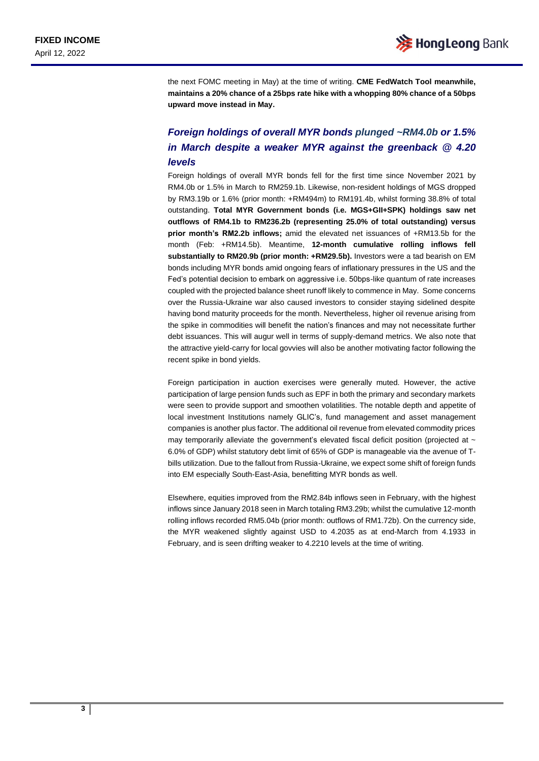the next FOMC meeting in May) at the time of writing. **CME FedWatch Tool meanwhile, maintains a 20% chance of a 25bps rate hike with a whopping 80% chance of a 50bps upward move instead in May.**

### *Foreign holdings of overall MYR bonds plunged ~RM4.0b or 1.5% in March despite a weaker MYR against the greenback @ 4.20 levels*

Foreign holdings of overall MYR bonds fell for the first time since November 2021 by RM4.0b or 1.5% in March to RM259.1b. Likewise, non-resident holdings of MGS dropped by RM3.19b or 1.6% (prior month: +RM494m) to RM191.4b, whilst forming 38.8% of total outstanding. **Total MYR Government bonds (i.e. MGS+GII+SPK) holdings saw net outflows of RM4.1b to RM236.2b (representing 25.0% of total outstanding) versus prior month's RM2.2b inflows;** amid the elevated net issuances of +RM13.5b for the month (Feb: +RM14.5b). Meantime, **12-month cumulative rolling inflows fell substantially to RM20.9b (prior month: +RM29.5b).** Investors were a tad bearish on EM bonds including MYR bonds amid ongoing fears of inflationary pressures in the US and the Fed's potential decision to embark on aggressive i.e. 50bps-like quantum of rate increases coupled with the projected balance sheet runoff likely to commence in May. Some concerns over the Russia-Ukraine war also caused investors to consider staying sidelined despite having bond maturity proceeds for the month. Nevertheless, higher oil revenue arising from the spike in commodities will benefit the nation's finances and may not necessitate further debt issuances. This will augur well in terms of supply-demand metrics. We also note that the attractive yield-carry for local govvies will also be another motivating factor following the recent spike in bond yields.

Foreign participation in auction exercises were generally muted. However, the active participation of large pension funds such as EPF in both the primary and secondary markets were seen to provide support and smoothen volatilities. The notable depth and appetite of local investment Institutions namely GLIC's, fund management and asset management companies is another plus factor. The additional oil revenue from elevated commodity prices may temporarily alleviate the government's elevated fiscal deficit position (projected at ~ 6.0% of GDP) whilst statutory debt limit of 65% of GDP is manageable via the avenue of T-bills utilization. Due to the fallout from Russia-Ukraine, we expect some shift of foreign funds into EM especially South-East-Asia, benefitting MYR bonds as well.

Elsewhere, equities improved from the RM2.84b inflows seen in February, with the highest inflows since January 2018 seen in March totaling RM3.29b; whilst the cumulative 12-month rolling inflows recorded RM5.04b (prior month: outflows of RM1.72b). On the currency side, the MYR weakened slightly against USD to 4.2035 as at end-March from 4.1933 in February, and is seen drifting weaker to 4.2210 levels at the time of writing.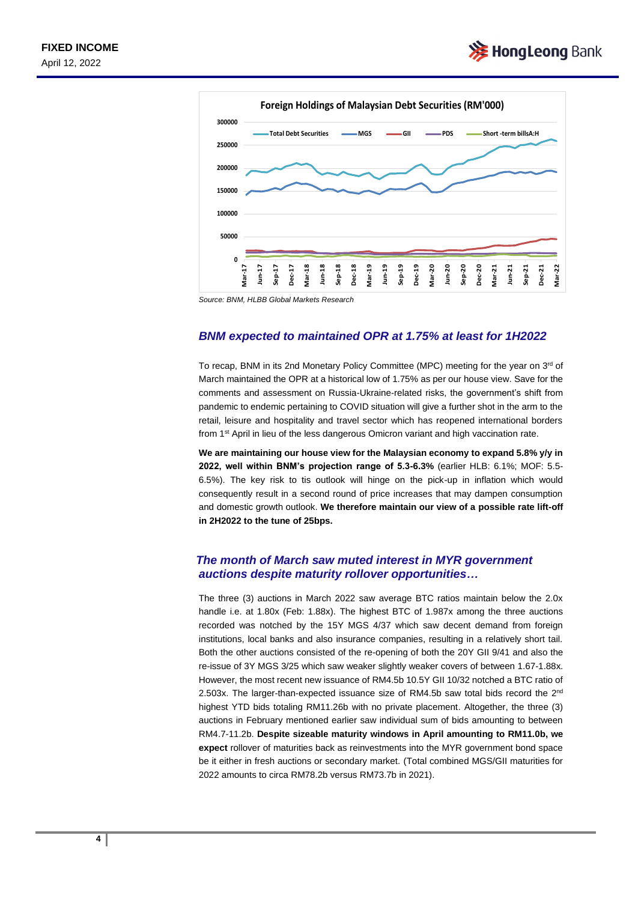Foreign Holdings of Malaysian Debt Securities (RM'000)

Source: BNM, HLBB Global Markets Research

## *BNM expected to maintained OPR at 1.75% at least for 1H2022*

To recap, BNM in its 2nd Monetary Policy Committee (MPC) meeting for the year on 3rd of March maintained the OPR at a historical low of 1.75% as per our house view. Save for the comments and assessment on Russia-Ukraine-related risks, the government's shift from pandemic to endemic pertaining to COVID situation will give a further shot in the arm to the retail, leisure and hospitality and travel sector which has reopened international borders from 1st April in lieu of the less dangerous Omicron variant and high vaccination rate.

**We are maintaining our house view for the Malaysian economy to expand 5.8% y/y in 2022, well within BNM's projection range of 5.3-6.3%** (earlier HLB: 6.1%; MOF: 5.5-6.5%). The key risk to tis outlook will hinge on the pick-up in inflation which would consequently result in a second round of price increases that may dampen consumption and domestic growth outlook. **We therefore maintain our view of a possible rate lift-off in 2H2022 to the tune of 25bps.**

## *The month of March saw muted interest in MYR government auctions despite maturity rollover opportunities…*

The three (3) auctions in March 2022 saw average BTC ratios maintain below the 2.0x handle i.e. at 1.80x (Feb: 1.88x). The highest BTC of 1.987x among the three auctions recorded was notched by the 15Y MGS 4/37 which saw decent demand from foreign institutions, local banks and also insurance companies, resulting in a relatively short tail. Both the other auctions consisted of the re-opening of both the 20Y GII 9/41 and also the re-issue of 3Y MGS 3/25 which saw weaker slightly weaker covers of between 1.67-1.88x. However, the most recent new issuance of RM4.5b 10.5Y GII 10/32 notched a BTC ratio of 2.503x. The larger-than-expected issuance size of RM4.5b saw total bids record the 2nd highest YTD bids totaling RM11.26b with no private placement. Altogether, the three (3) auctions in February mentioned earlier saw individual sum of bids amounting to between RM4.7-11.2b. **Despite sizeable maturity windows in April amounting to RM11.0b, we expect** rollover of maturities back as reinvestments into the MYR government bond space be it either in fresh auctions or secondary market. (Total combined MGS/GII maturities for 2022 amounts to circa RM78.2b versus RM73.7b in 2021).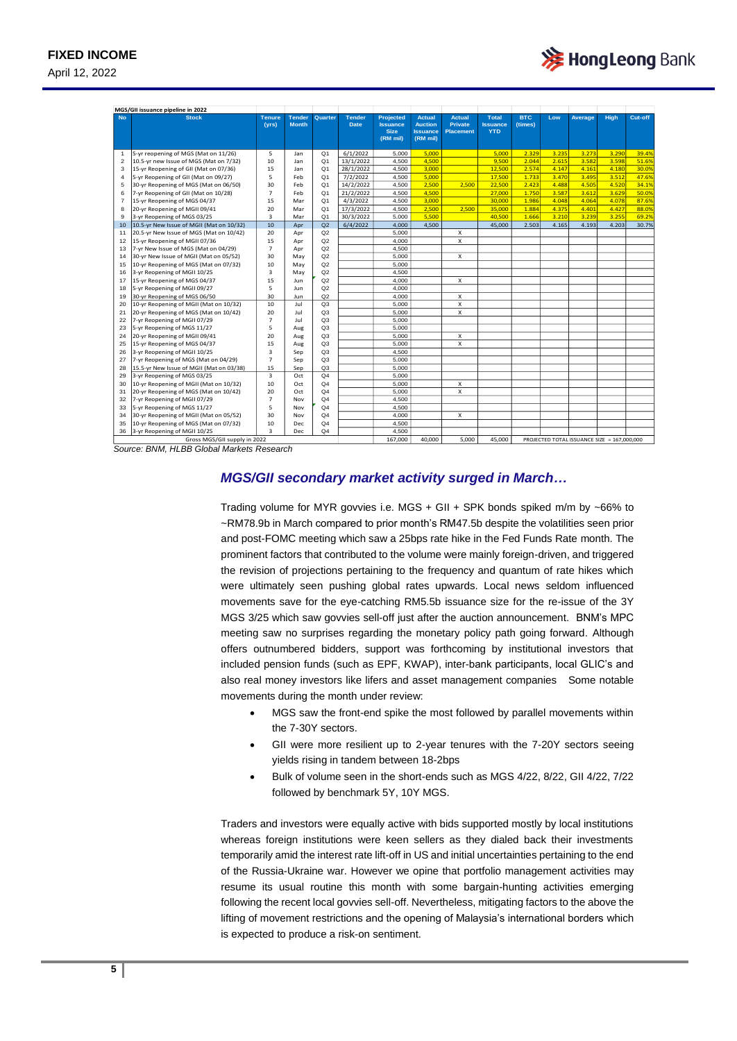MGS/GII issuance pipeline in 2022

| No | Stock | Tenure (yrs) | Tender Month | Quarter | Tender Date | Projected Issuance Size (RM mil) | Actual Auction Issuance (RM mil) | Actual Private Placement | Total Issuance YTD | BTC (times) | Low | Average | High | Cut-off |
|---|---|---|---|---|---|---|---|---|---|---|---|---|---|---|
| 1 | 5-yr reopening of MGS (Mat on 11/26) | 5 | Jan | Q1 | 6/1/2022 | 5,000 | 5,000 | | 5,000 | 2.329 | 3.235 | 3.273 | 3.290 | 39.4% |
| 2 | 10.5-yr new Issue of MGS (Mat on 7/32) | 10 | Jan | Q1 | 13/1/2022 | 4,500 | 4,500 | | 9,500 | 2.044 | 2.615 | 3.582 | 3.598 | 51.6% |
| 3 | 15-yr Reopening of GII (Mat on 07/36) | 15 | Jan | Q1 | 28/1/2022 | 4,500 | 3,000 | | 12,500 | 2.574 | 4.147 | 4.161 | 4.180 | 30.0% |
| 4 | 5-yr Reopening of GII (Mat on 09/27) | 5 | Feb | Q1 | 7/2/2022 | 4,500 | 5,000 | | 17,500 | 1.733 | 3.470 | 3.495 | 3.512 | 47.6% |
| 5 | 30-yr Reopening of MGS (Mat on 06/50) | 30 | Feb | Q1 | 14/2/2022 | 4,500 | 2,500 | 2,500 | 22,500 | 2.423 | 4.488 | 4.505 | 4.520 | 34.1% |
| 6 | 7-yr Reopening of GII (Mat on 10/28) | 7 | Feb | Q1 | 21/2/2022 | 4,500 | 4,500 | | 27,000 | 1.750 | 3.587 | 3.612 | 3.629 | 50.0% |
| 7 | 15-yr Reopening of MGS 04/37 | 15 | Mar | Q1 | 4/3/2022 | 4,500 | 3,000 | | 30,000 | 1.986 | 4.048 | 4.064 | 4.078 | 87.6% |
| 8 | 20-yr Reopening of MGII 09/41 | 20 | Mar | Q1 | 17/3/2022 | 4,500 | 2,500 | 2,500 | 35,000 | 1.884 | 4.375 | 4.401 | 4.427 | 88.0% |
| 9 | 3-yr Reopening of MGS 03/25 | 3 | Mar | Q1 | 30/3/2022 | 5,000 | 5,500 | | 40,500 | 1.666 | 3.210 | 3.239 | 3.255 | 69.2% |
| 10 | 10.5-yr New Issue of MGII (Mat on 10/32) | 10 | Apr | Q2 | 6/4/2022 | 4,000 | 4,500 | | 45,000 | 2.503 | 4.165 | 4.193 | 4.203 | 30.7% |
| 11 | 20.5-yr New Issue of MGS (Mat on 10/42) | 20 | Apr | Q2 | | 5,000 | | X | | | | | | |
| 12 | 15-yr Reopening of MGII 07/36 | 15 | Apr | Q2 | | 4,000 | | X | | | | | | |
| 13 | 7-yr New Issue of MGS (Mat on 04/29) | 7 | Apr | Q2 | | 4,500 | | | | | | | | |
| 14 | 30-yr New Issue of MGII (Mat on 05/52) | 30 | May | Q2 | | 5,000 | | X | | | | | | |
| 15 | 10-yr Reopening of MGS (Mat on 07/32) | 10 | May | Q2 | | 5,000 | | | | | | | | |
| 16 | 3-yr Reopening of MGII 10/25 | 3 | May | Q2 | | 4,500 | | | | | | | | |
| 17 | 15-yr Reopening of MGS 04/37 | 15 | Jun | Q2 | | 4,000 | | X | | | | | | |
| 18 | 5-yr Reopening of MGII 09/27 | 5 | Jun | Q2 | | 4,000 | | | | | | | | |
| 19 | 30-yr Reopening of MGS 06/50 | 30 | Jun | Q2 | | 4,000 | | X | | | | | | |
| 20 | 10-yr Reopening of MGII (Mat on 10/32) | 10 | Jul | Q3 | | 5,000 | | X | | | | | | |
| 21 | 20-yr Reopening of MGS (Mat on 10/42) | 20 | Jul | Q3 | | 5,000 | | X | | | | | | |
| 22 | 7-yr Reopening of MGII 07/29 | 7 | Jul | Q3 | | 5,000 | | | | | | | | |
| 23 | 5-yr Reopening of MGS 11/27 | 5 | Aug | Q3 | | 5,000 | | | | | | | | |
| 24 | 20-yr Reopening of MGII 09/41 | 20 | Aug | Q3 | | 5,000 | | X | | | | | | |
| 25 | 15-yr Reopening of MGS 04/37 | 15 | Aug | Q3 | | 5,000 | | X | | | | | | |
| 26 | 3-yr Reopening of MGII 10/25 | 3 | Sep | Q3 | | 4,500 | | | | | | | | |
| 27 | 7-yr Reopening of MGS (Mat on 04/29) | 7 | Sep | Q3 | | 5,000 | | | | | | | | |
| 28 | 15.5-yr New Issue of MGII (Mat on 03/38) | 15 | Sep | Q3 | | 5,000 | | | | | | | | |
| 29 | 3-yr Reopening of MGS 03/25 | 3 | Oct | Q4 | | 5,000 | | | | | | | | |
| 30 | 10-yr Reopening of MGII (Mat on 10/32) | 10 | Oct | Q4 | | 5,000 | | X | | | | | | |
| 31 | 20-yr Reopening of MGS (Mat on 10/42) | 20 | Oct | Q4 | | 5,000 | | X | | | | | | |
| 32 | 7-yr Reopening of MGII 07/29 | 7 | Nov | Q4 | | 4,500 | | | | | | | | |
| 33 | 5-yr Reopening of MGS 11/27 | 5 | Nov | Q4 | | 4,500 | | | | | | | | |
| 34 | 30-yr Reopening of MGII (Mat on 05/52) | 30 | Nov | Q4 | | 4,000 | | X | | | | | | |
| 35 | 10-yr Reopening of MGS (Mat on 07/32) | 10 | Dec | Q4 | | 4,500 | | | | | | | | |
| 36 | 3-yr Reopening of MGII 10/25 | 3 | Dec | Q4 | | 4,500 | | | | | | | | |
| | Gross MGS/GII supply in 2022 | | | | | 167,000 | 40,000 | 5,000 | 45,000 | PROJECTED TOTAL ISSUANCE SIZE = 167,000,000 | | | | |

Source: BNM, HLBB Global Markets Research

### *MGS/GII secondary market activity surged in March…*

Trading volume for MYR govvies i.e. MGS + GII + SPK bonds spiked m/m by ~66% to ~RM78.9b in March compared to prior month's RM47.5b despite the volatilities seen prior and post-FOMC meeting which saw a 25bps rate hike in the Fed Funds Rate month. The prominent factors that contributed to the volume were mainly foreign-driven, and triggered the revision of projections pertaining to the frequency and quantum of rate hikes which were ultimately seen pushing global rates upwards. Local news seldom influenced movements save for the eye-catching RM5.5b issuance size for the re-issue of the 3Y MGS 3/25 which saw govvies sell-off just after the auction announcement. BNM's MPC meeting saw no surprises regarding the monetary policy path going forward. Although offers outnumbered bidders, support was forthcoming by institutional investors that included pension funds (such as EPF, KWAP), inter-bank participants, local GLIC's and also real money investors like lifers and asset management companies Some notable movements during the month under review:

- MGS saw the front-end spike the most followed by parallel movements within the 7-30Y sectors.
- GII were more resilient up to 2-year tenures with the 7-20Y sectors seeing yields rising in tandem between 18-2bps
- Bulk of volume seen in the short-ends such as MGS 4/22, 8/22, GII 4/22, 7/22 followed by benchmark 5Y, 10Y MGS.

Traders and investors were equally active with bids supported mostly by local institutions whereas foreign institutions were keen sellers as they dialed back their investments temporarily amid the interest rate lift-off in US and initial uncertainties pertaining to the end of the Russia-Ukraine war. However we opine that portfolio management activities may resume its usual routine this month with some bargain-hunting activities emerging following the recent local govvies sell-off. Nevertheless, mitigating factors to the above the lifting of movement restrictions and the opening of Malaysia's international borders which is expected to produce a risk-on sentiment.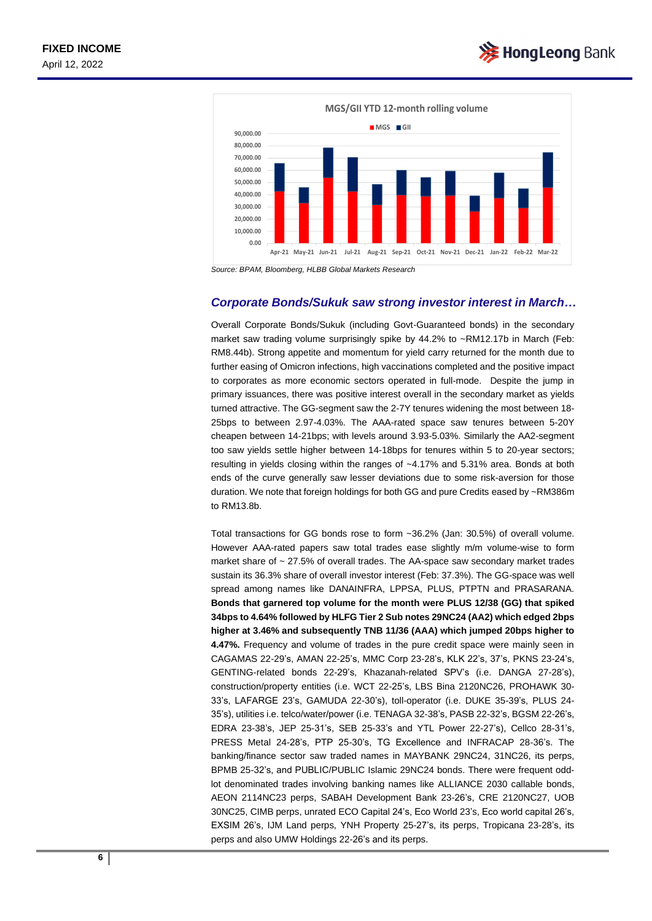MGS/GII YTD 12-month rolling volume

MGS GII

90,000.00
80,000.00
70,000.00
60,000.00
50,000.00
40,000.00
30,000.00
20,000.00
10,000.00
0.00

Apr-21 May-21 Jun-21 Jul-21 Aug-21 Sep-21 Oct-21 Nov-21 Dec-21 Jan-22 Feb-22 Mar-22

*Source: BPAM, Bloomberg, HLBB Global Markets Research*

## *Corporate Bonds/Sukuk saw strong investor interest in March…*

Overall Corporate Bonds/Sukuk (including Govt-Guaranteed bonds) in the secondary market saw trading volume surprisingly spike by 44.2% to ~RM12.17b in March (Feb: RM8.44b). Strong appetite and momentum for yield carry returned for the month due to further easing of Omicron infections, high vaccinations completed and the positive impact to corporates as more economic sectors operated in full-mode. Despite the jump in primary issuances, there was positive interest overall in the secondary market as yields turned attractive. The GG-segment saw the 2-7Y tenures widening the most between 18-25bps to between 2.97-4.03%. The AAA-rated space saw tenures between 5-20Y cheapen between 14-21bps; with levels around 3.93-5.03%. Similarly the AA2-segment too saw yields settle higher between 14-18bps for tenures within 5 to 20-year sectors; resulting in yields closing within the ranges of ~4.17% and 5.31% area. Bonds at both ends of the curve generally saw lesser deviations due to some risk-aversion for those duration. We note that foreign holdings for both GG and pure Credits eased by ~RM386m to RM13.8b.

Total transactions for GG bonds rose to form ~36.2% (Jan: 30.5%) of overall volume. However AAA-rated papers saw total trades ease slightly m/m volume-wise to form market share of ~ 27.5% of overall trades. The AA-space saw secondary market trades sustain its 36.3% share of overall investor interest (Feb: 37.3%). The GG-space was well spread among names like DANAINFRA, LPPSA, PLUS, PTPTN and PRASARANA. **Bonds that garnered top volume for the month were PLUS 12/38 (GG) that spiked 34bps to 4.64% followed by HLFG Tier 2 Sub notes 29NC24 (AA2) which edged 2bps higher at 3.46% and subsequently TNB 11/36 (AAA) which jumped 20bps higher to 4.47%.** Frequency and volume of trades in the pure credit space were mainly seen in CAGAMAS 22-29's, AMAN 22-25's, MMC Corp 23-28's, KLK 22's, 37's, PKNS 23-24's, GENTING-related bonds 22-29's, Khazanah-related SPV's (i.e. DANGA 27-28's), construction/property entities (i.e. WCT 22-25's, LBS Bina 2120NC26, PROHAWK 30-33's, LAFARGE 23's, GAMUDA 22-30's), toll-operator (i.e. DUKE 35-39's, PLUS 24-35's), utilities i.e. telco/water/power (i.e. TENAGA 32-38's, PASB 22-32's, BGSM 22-26's, EDRA 23-38's, JEP 25-31's, SEB 25-33's and YTL Power 22-27's), Cellco 28-31's, PRESS Metal 24-28's, PTP 25-30's, TG Excellence and INFRACAP 28-36's. The banking/finance sector saw traded names in MAYBANK 29NC24, 31NC26, its perps, BPMB 25-32's, and PUBLIC/PUBLIC Islamic 29NC24 bonds. There were frequent odd-lot denominated trades involving banking names like ALLIANCE 2030 callable bonds, AEON 2114NC23 perps, SABAH Development Bank 23-26's, CRE 2120NC27, UOB 30NC25, CIMB perps, unrated ECO Capital 24's, Eco World 23's, Eco world capital 26's, EXSIM 26's, IJM Land perps, YNH Property 25-27's, its perps, Tropicana 23-28's, its perps and also UMW Holdings 22-26's and its perps.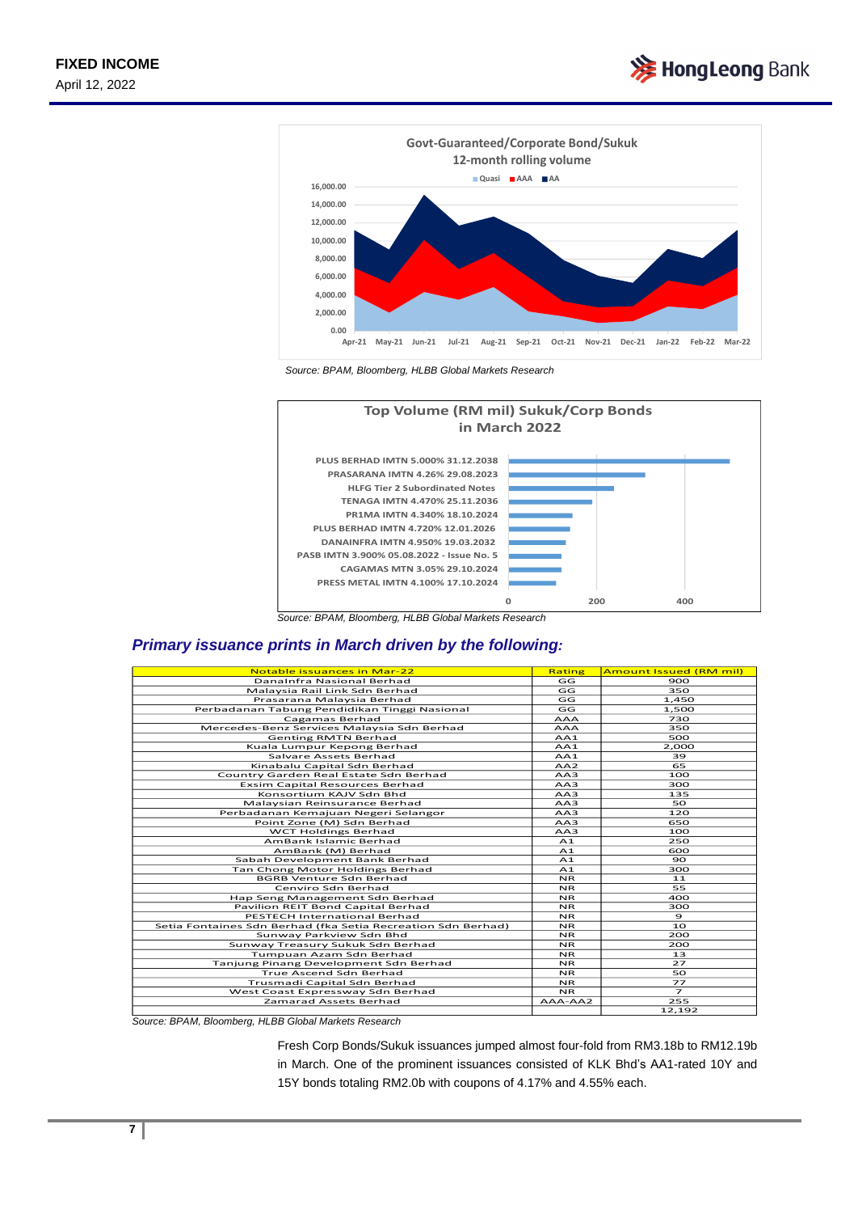Govt-Guaranteed/Corporate Bond/Sukuk
12-month rolling volume

Quasi AAA AA

16,000.00
14,000.00
12,000.00
10,000.00
8,000.00
6,000.00
4,000.00
2,000.00
0.00

Apr-21 May-21 Jun-21 Jul-21 Aug-21 Sep-21 Oct-21 Nov-21 Dec-21 Jan-22 Feb-22 Mar-22

*Source: BPAM, Bloomberg, HLBB Global Markets Research*

Top Volume (RM mil) Sukuk/Corp Bonds
in March 2022

PLUS BERHAD IMTN 5.000% 31.12.2038
PRASARANA IMTN 4.26% 29.08.2023
HLFG Tier 2 Subordinated Notes
TENAGA IMTN 4.470% 25.11.2036
PR1MA IMTN 4.340% 18.10.2024
PLUS BERHAD IMTN 4.720% 12.01.2026
DANAINFRA IMTN 4.950% 19.03.2032
PASB IMTN 3.900% 05.08.2022 - Issue No. 5
CAGAMAS MTN 3.05% 29.10.2024
PRESS METAL IMTN 4.100% 17.10.2024

0 200 400

*Source: BPAM, Bloomberg, HLBB Global Markets Research*

## *Primary issuance prints in March driven by the following:*

| Notable issuances in Mar-22 | Rating | Amount Issued (RM mil) |
|---|---|---|
| DanaInfra Nasional Berhad | GG | 900 |
| Malaysia Rail Link Sdn Berhad | GG | 350 |
| Prasarana Malaysia Berhad | GG | 1,450 |
| Perbadanan Tabung Pendidikan Tinggi Nasional | GG | 1,500 |
| Cagamas Berhad | AAA | 730 |
| Mercedes-Benz Services Malaysia Sdn Berhad | AAA | 350 |
| Genting RMTN Berhad | AA1 | 500 |
| Kuala Lumpur Kepong Berhad | AA1 | 2,000 |
| Salvare Assets Berhad | AA1 | 39 |
| Kinabalu Capital Sdn Berhad | AA2 | 65 |
| Country Garden Real Estate Sdn Berhad | AA3 | 100 |
| Exsim Capital Resources Berhad | AA3 | 300 |
| Konsortium KAJV Sdn Bhd | AA3 | 135 |
| Malaysian Reinsurance Berhad | AA3 | 50 |
| Perbadanan Kemajuan Negeri Selangor | AA3 | 120 |
| Point Zone (M) Sdn Berhad | AA3 | 650 |
| WCT Holdings Berhad | AA3 | 100 |
| AmBank Islamic Berhad | A1 | 250 |
| AmBank (M) Berhad | A1 | 600 |
| Sabah Development Bank Berhad | A1 | 90 |
| Tan Chong Motor Holdings Berhad | A1 | 300 |
| BGRB Venture Sdn Berhad | NR | 11 |
| Cenviro Sdn Berhad | NR | 55 |
| Hap Seng Management Sdn Berhad | NR | 400 |
| Pavilion REIT Bond Capital Berhad | NR | 300 |
| PESTECH International Berhad | NR | 9 |
| Setia Fontaines Sdn Berhad (fka Setia Recreation Sdn Berhad) | NR | 10 |
| Sunway Parkview Sdn Bhd | NR | 200 |
| Sunway Treasury Sukuk Sdn Berhad | NR | 200 |
| Tumpuan Azam Sdn Berhad | NR | 13 |
| Tanjung Pinang Development Sdn Berhad | NR | 27 |
| True Ascend Sdn Berhad | NR | 50 |
| Trusmadi Capital Sdn Berhad | NR | 77 |
| West Coast Expressway Sdn Berhad | NR | 7 |
| Zamarad Assets Berhad | AAA-AA2 | 255 |
| | | 12,192 |

*Source: BPAM, Bloomberg, HLBB Global Markets Research*

Fresh Corp Bonds/Sukuk issuances jumped almost four-fold from RM3.18b to RM12.19b in March. One of the prominent issuances consisted of KLK Bhd's AA1-rated 10Y and 15Y bonds totaling RM2.0b with coupons of 4.17% and 4.55% each.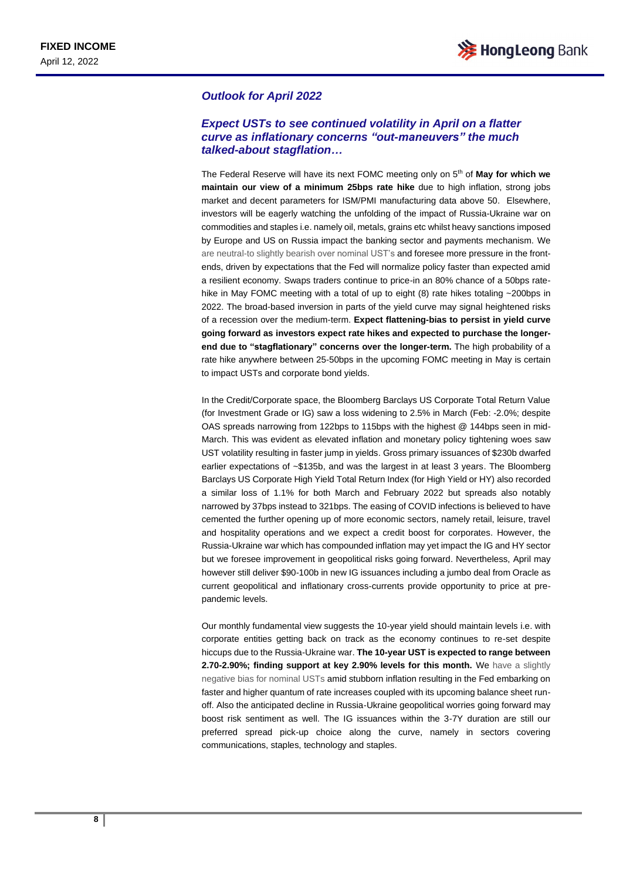## *Outlook for April 2022*

### *Expect USTs to see continued volatility in April on a flatter curve as inflationary concerns "out-maneuvers" the much talked-about stagflation…*

The Federal Reserve will have its next FOMC meeting only on 5th of **May for which we maintain our view of a minimum 25bps rate hike** due to high inflation, strong jobs market and decent parameters for ISM/PMI manufacturing data above 50. Elsewhere, investors will be eagerly watching the unfolding of the impact of Russia-Ukraine war on commodities and staples i.e. namely oil, metals, grains etc whilst heavy sanctions imposed by Europe and US on Russia impact the banking sector and payments mechanism. We are neutral-to slightly bearish over nominal UST's and foresee more pressure in the front-ends, driven by expectations that the Fed will normalize policy faster than expected amid a resilient economy. Swaps traders continue to price-in an 80% chance of a 50bps rate-hike in May FOMC meeting with a total of up to eight (8) rate hikes totaling ~200bps in 2022. The broad-based inversion in parts of the yield curve may signal heightened risks of a recession over the medium-term. **Expect flattening-bias to persist in yield curve going forward as investors expect rate hikes and expected to purchase the longer-end due to "stagflationary" concerns over the longer-term.** The high probability of a rate hike anywhere between 25-50bps in the upcoming FOMC meeting in May is certain to impact USTs and corporate bond yields.

In the Credit/Corporate space, the Bloomberg Barclays US Corporate Total Return Value (for Investment Grade or IG) saw a loss widening to 2.5% in March (Feb: -2.0%; despite OAS spreads narrowing from 122bps to 115bps with the highest @ 144bps seen in mid-March. This was evident as elevated inflation and monetary policy tightening woes saw UST volatility resulting in faster jump in yields. Gross primary issuances of $230b dwarfed earlier expectations of ~$135b, and was the largest in at least 3 years. The Bloomberg Barclays US Corporate High Yield Total Return Index (for High Yield or HY) also recorded a similar loss of 1.1% for both March and February 2022 but spreads also notably narrowed by 37bps instead to 321bps. The easing of COVID infections is believed to have cemented the further opening up of more economic sectors, namely retail, leisure, travel and hospitality operations and we expect a credit boost for corporates. However, the Russia-Ukraine war which has compounded inflation may yet impact the IG and HY sector but we foresee improvement in geopolitical risks going forward. Nevertheless, April may however still deliver $90-100b in new IG issuances including a jumbo deal from Oracle as current geopolitical and inflationary cross-currents provide opportunity to price at pre-pandemic levels.

Our monthly fundamental view suggests the 10-year yield should maintain levels i.e. with corporate entities getting back on track as the economy continues to re-set despite hiccups due to the Russia-Ukraine war. **The 10-year UST is expected to range between 2.70-2.90%; finding support at key 2.90% levels for this month.** We have a slightly negative bias for nominal USTs amid stubborn inflation resulting in the Fed embarking on faster and higher quantum of rate increases coupled with its upcoming balance sheet run-off. Also the anticipated decline in Russia-Ukraine geopolitical worries going forward may boost risk sentiment as well. The IG issuances within the 3-7Y duration are still our preferred spread pick-up choice along the curve, namely in sectors covering communications, staples, technology and staples.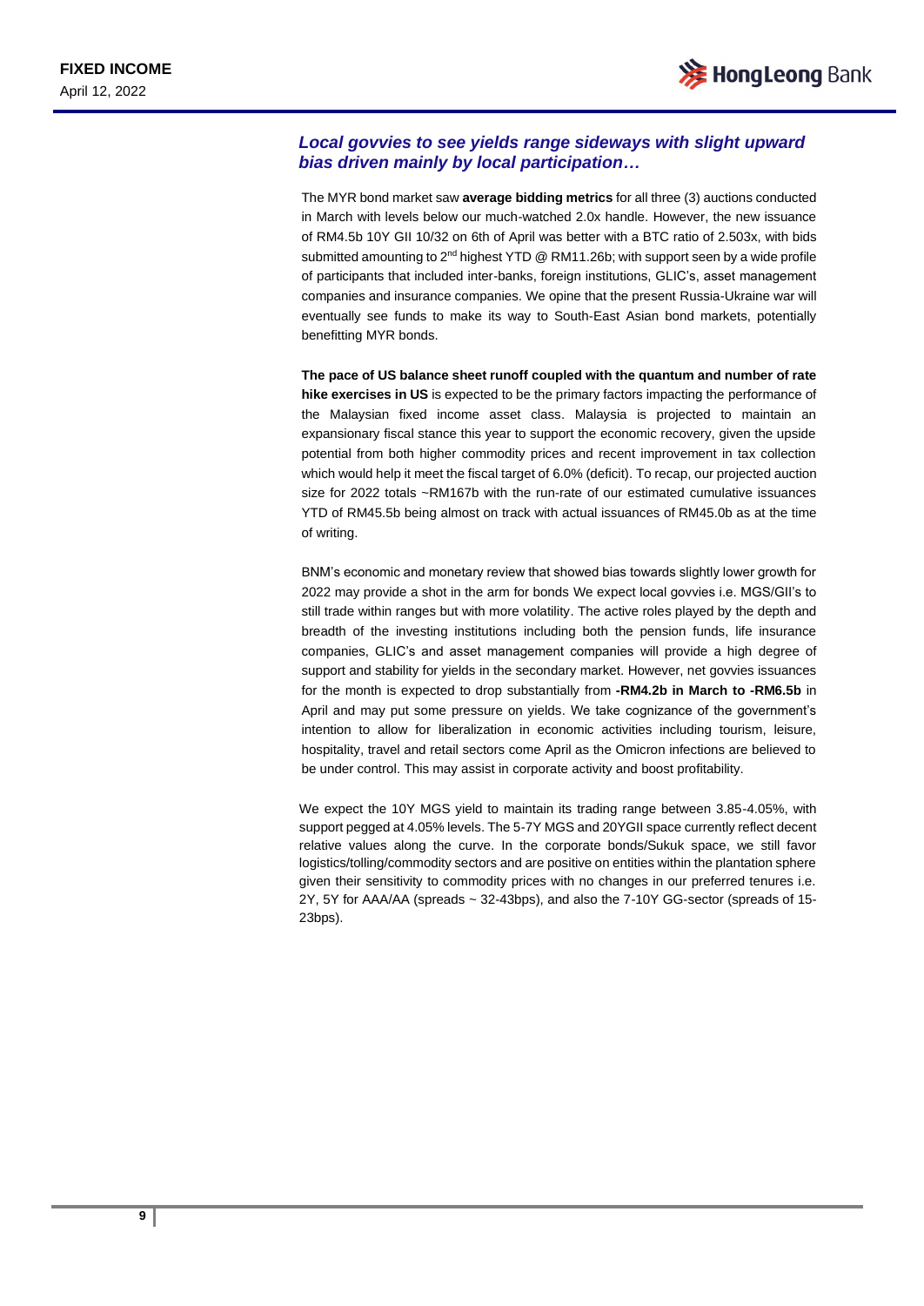## *Local govvies to see yields range sideways with slight upward bias driven mainly by local participation…*

The MYR bond market saw **average bidding metrics** for all three (3) auctions conducted in March with levels below our much-watched 2.0x handle. However, the new issuance of RM4.5b 10Y GII 10/32 on 6th of April was better with a BTC ratio of 2.503x, with bids submitted amounting to 2nd highest YTD @ RM11.26b; with support seen by a wide profile of participants that included inter-banks, foreign institutions, GLIC's, asset management companies and insurance companies. We opine that the present Russia-Ukraine war will eventually see funds to make its way to South-East Asian bond markets, potentially benefitting MYR bonds.

**The pace of US balance sheet runoff coupled with the quantum and number of rate hike exercises in US** is expected to be the primary factors impacting the performance of the Malaysian fixed income asset class. Malaysia is projected to maintain an expansionary fiscal stance this year to support the economic recovery, given the upside potential from both higher commodity prices and recent improvement in tax collection which would help it meet the fiscal target of 6.0% (deficit). To recap, our projected auction size for 2022 totals ~RM167b with the run-rate of our estimated cumulative issuances YTD of RM45.5b being almost on track with actual issuances of RM45.0b as at the time of writing.

BNM's economic and monetary review that showed bias towards slightly lower growth for 2022 may provide a shot in the arm for bonds We expect local govvies i.e. MGS/GII's to still trade within ranges but with more volatility. The active roles played by the depth and breadth of the investing institutions including both the pension funds, life insurance companies, GLIC's and asset management companies will provide a high degree of support and stability for yields in the secondary market. However, net govvies issuances for the month is expected to drop substantially from **-RM4.2b in March to -RM6.5b** in April and may put some pressure on yields. We take cognizance of the government's intention to allow for liberalization in economic activities including tourism, leisure, hospitality, travel and retail sectors come April as the Omicron infections are believed to be under control. This may assist in corporate activity and boost profitability.

We expect the 10Y MGS yield to maintain its trading range between 3.85-4.05%, with support pegged at 4.05% levels. The 5-7Y MGS and 20YGII space currently reflect decent relative values along the curve. In the corporate bonds/Sukuk space, we still favor logistics/tolling/commodity sectors and are positive on entities within the plantation sphere given their sensitivity to commodity prices with no changes in our preferred tenures i.e. 2Y, 5Y for AAA/AA (spreads ~ 32-43bps), and also the 7-10Y GG-sector (spreads of 15-23bps).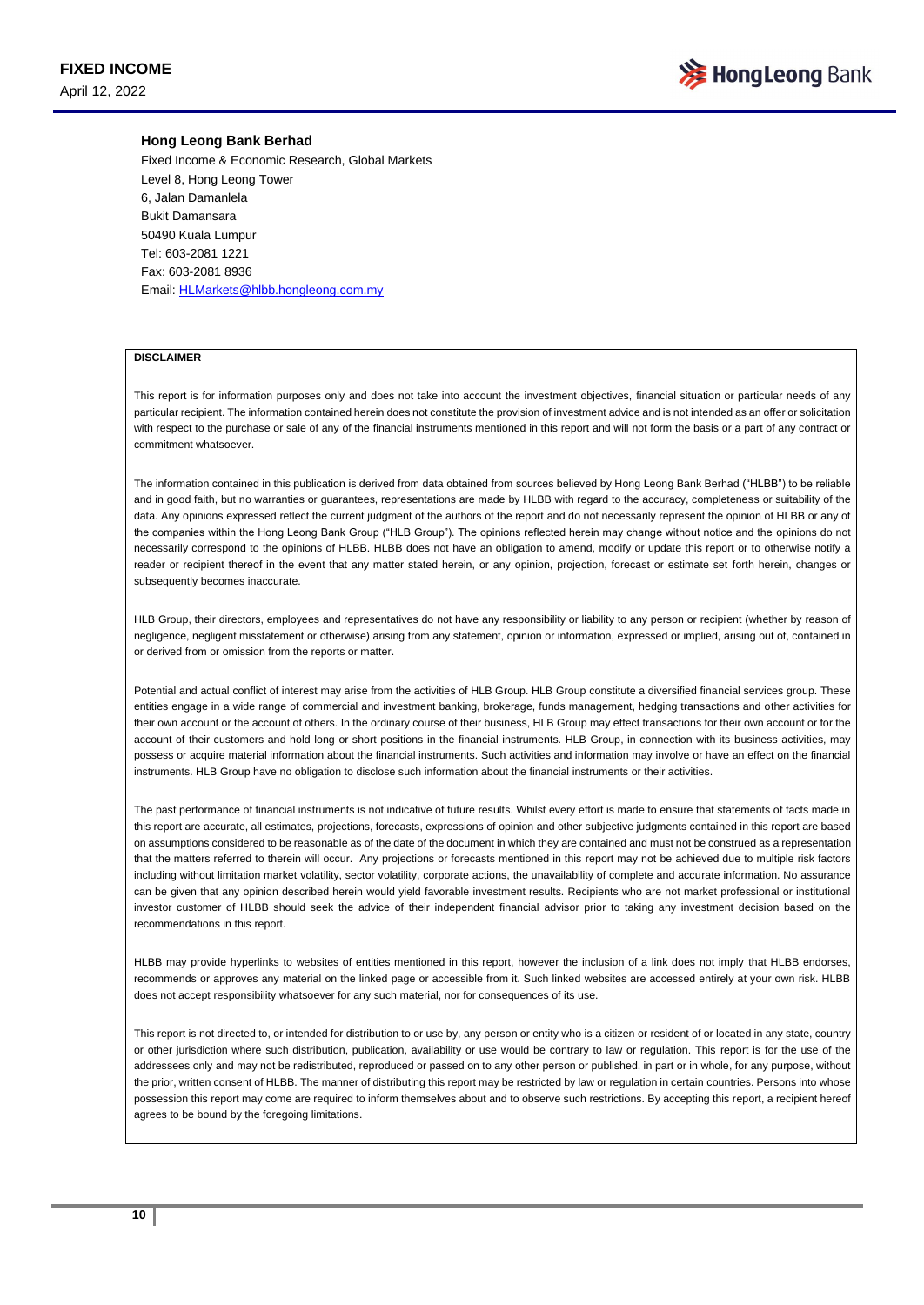**Hong Leong Bank Berhad**

Fixed Income & Economic Research, Global Markets
Level 8, Hong Leong Tower
6, Jalan Damanlela
Bukit Damansara
50490 Kuala Lumpur
Tel: 603-2081 1221
Fax: 603-2081 8936
Email: [HLMarkets@hlbb.hongleong.com.my](mailto:HLMarkets@hlbb.hongleong.com.my)

**DISCLAIMER**

This report is for information purposes only and does not take into account the investment objectives, financial situation or particular needs of any particular recipient. The information contained herein does not constitute the provision of investment advice and is not intended as an offer or solicitation with respect to the purchase or sale of any of the financial instruments mentioned in this report and will not form the basis or a part of any contract or commitment whatsoever.

The information contained in this publication is derived from data obtained from sources believed by Hong Leong Bank Berhad ("HLBB") to be reliable and in good faith, but no warranties or guarantees, representations are made by HLBB with regard to the accuracy, completeness or suitability of the data. Any opinions expressed reflect the current judgment of the authors of the report and do not necessarily represent the opinion of HLBB or any of the companies within the Hong Leong Bank Group ("HLB Group"). The opinions reflected herein may change without notice and the opinions do not necessarily correspond to the opinions of HLBB. HLBB does not have an obligation to amend, modify or update this report or to otherwise notify a reader or recipient thereof in the event that any matter stated herein, or any opinion, projection, forecast or estimate set forth herein, changes or subsequently becomes inaccurate.

HLB Group, their directors, employees and representatives do not have any responsibility or liability to any person or recipient (whether by reason of negligence, negligent misstatement or otherwise) arising from any statement, opinion or information, expressed or implied, arising out of, contained in or derived from or omission from the reports or matter.

Potential and actual conflict of interest may arise from the activities of HLB Group. HLB Group constitute a diversified financial services group. These entities engage in a wide range of commercial and investment banking, brokerage, funds management, hedging transactions and other activities for their own account or the account of others. In the ordinary course of their business, HLB Group may effect transactions for their own account or for the account of their customers and hold long or short positions in the financial instruments. HLB Group, in connection with its business activities, may possess or acquire material information about the financial instruments. Such activities and information may involve or have an effect on the financial instruments. HLB Group have no obligation to disclose such information about the financial instruments or their activities.

The past performance of financial instruments is not indicative of future results. Whilst every effort is made to ensure that statements of facts made in this report are accurate, all estimates, projections, forecasts, expressions of opinion and other subjective judgments contained in this report are based on assumptions considered to be reasonable as of the date of the document in which they are contained and must not be construed as a representation that the matters referred to therein will occur. Any projections or forecasts mentioned in this report may not be achieved due to multiple risk factors including without limitation market volatility, sector volatility, corporate actions, the unavailability of complete and accurate information. No assurance can be given that any opinion described herein would yield favorable investment results. Recipients who are not market professional or institutional investor customer of HLBB should seek the advice of their independent financial advisor prior to taking any investment decision based on the recommendations in this report.

HLBB may provide hyperlinks to websites of entities mentioned in this report, however the inclusion of a link does not imply that HLBB endorses, recommends or approves any material on the linked page or accessible from it. Such linked websites are accessed entirely at your own risk. HLBB does not accept responsibility whatsoever for any such material, nor for consequences of its use.

This report is not directed to, or intended for distribution to or use by, any person or entity who is a citizen or resident of or located in any state, country or other jurisdiction where such distribution, publication, availability or use would be contrary to law or regulation. This report is for the use of the addressees only and may not be redistributed, reproduced or passed on to any other person or published, in part or in whole, for any purpose, without the prior, written consent of HLBB. The manner of distributing this report may be restricted by law or regulation in certain countries. Persons into whose possession this report may come are required to inform themselves about and to observe such restrictions. By accepting this report, a recipient hereof agrees to be bound by the foregoing limitations.